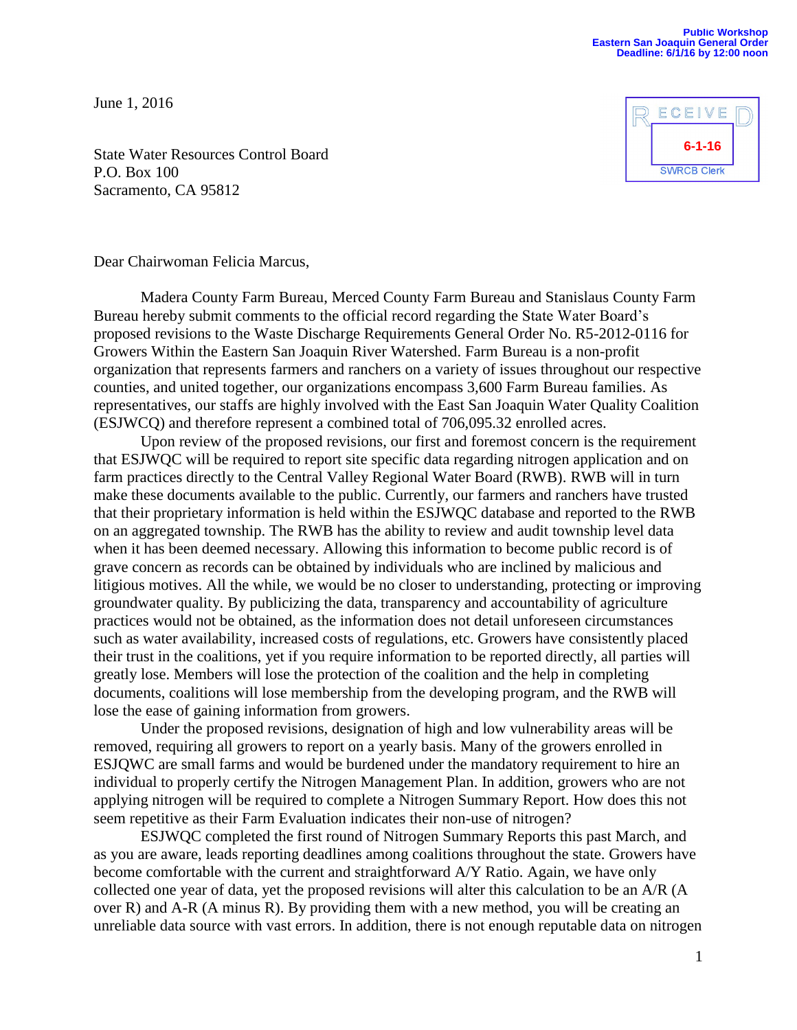Public Workshop
Eastern San Joaquin General Order
Deadline: 6/1/16 by 12:00 noon

June 1, 2016

RECEIVED
6-1-16
SWRCB Clerk

State Water Resources Control Board
P.O. Box 100
Sacramento, CA 95812

Dear Chairwoman Felicia Marcus,

Madera County Farm Bureau, Merced County Farm Bureau and Stanislaus County Farm Bureau hereby submit comments to the official record regarding the State Water Board's proposed revisions to the Waste Discharge Requirements General Order No. R5-2012-0116 for Growers Within the Eastern San Joaquin River Watershed. Farm Bureau is a non-profit organization that represents farmers and ranchers on a variety of issues throughout our respective counties, and united together, our organizations encompass 3,600 Farm Bureau families. As representatives, our staffs are highly involved with the East San Joaquin Water Quality Coalition (ESJWCQ) and therefore represent a combined total of 706,095.32 enrolled acres.

Upon review of the proposed revisions, our first and foremost concern is the requirement that ESJWQC will be required to report site specific data regarding nitrogen application and on farm practices directly to the Central Valley Regional Water Board (RWB). RWB will in turn make these documents available to the public. Currently, our farmers and ranchers have trusted that their proprietary information is held within the ESJWQC database and reported to the RWB on an aggregated township. The RWB has the ability to review and audit township level data when it has been deemed necessary. Allowing this information to become public record is of grave concern as records can be obtained by individuals who are inclined by malicious and litigious motives. All the while, we would be no closer to understanding, protecting or improving groundwater quality. By publicizing the data, transparency and accountability of agriculture practices would not be obtained, as the information does not detail unforeseen circumstances such as water availability, increased costs of regulations, etc. Growers have consistently placed their trust in the coalitions, yet if you require information to be reported directly, all parties will greatly lose. Members will lose the protection of the coalition and the help in completing documents, coalitions will lose membership from the developing program, and the RWB will lose the ease of gaining information from growers.

Under the proposed revisions, designation of high and low vulnerability areas will be removed, requiring all growers to report on a yearly basis. Many of the growers enrolled in ESJQWC are small farms and would be burdened under the mandatory requirement to hire an individual to properly certify the Nitrogen Management Plan. In addition, growers who are not applying nitrogen will be required to complete a Nitrogen Summary Report. How does this not seem repetitive as their Farm Evaluation indicates their non-use of nitrogen?

ESJWQC completed the first round of Nitrogen Summary Reports this past March, and as you are aware, leads reporting deadlines among coalitions throughout the state. Growers have become comfortable with the current and straightforward A/Y Ratio. Again, we have only collected one year of data, yet the proposed revisions will alter this calculation to be an A/R (A over R) and A-R (A minus R). By providing them with a new method, you will be creating an unreliable data source with vast errors. In addition, there is not enough reputable data on nitrogen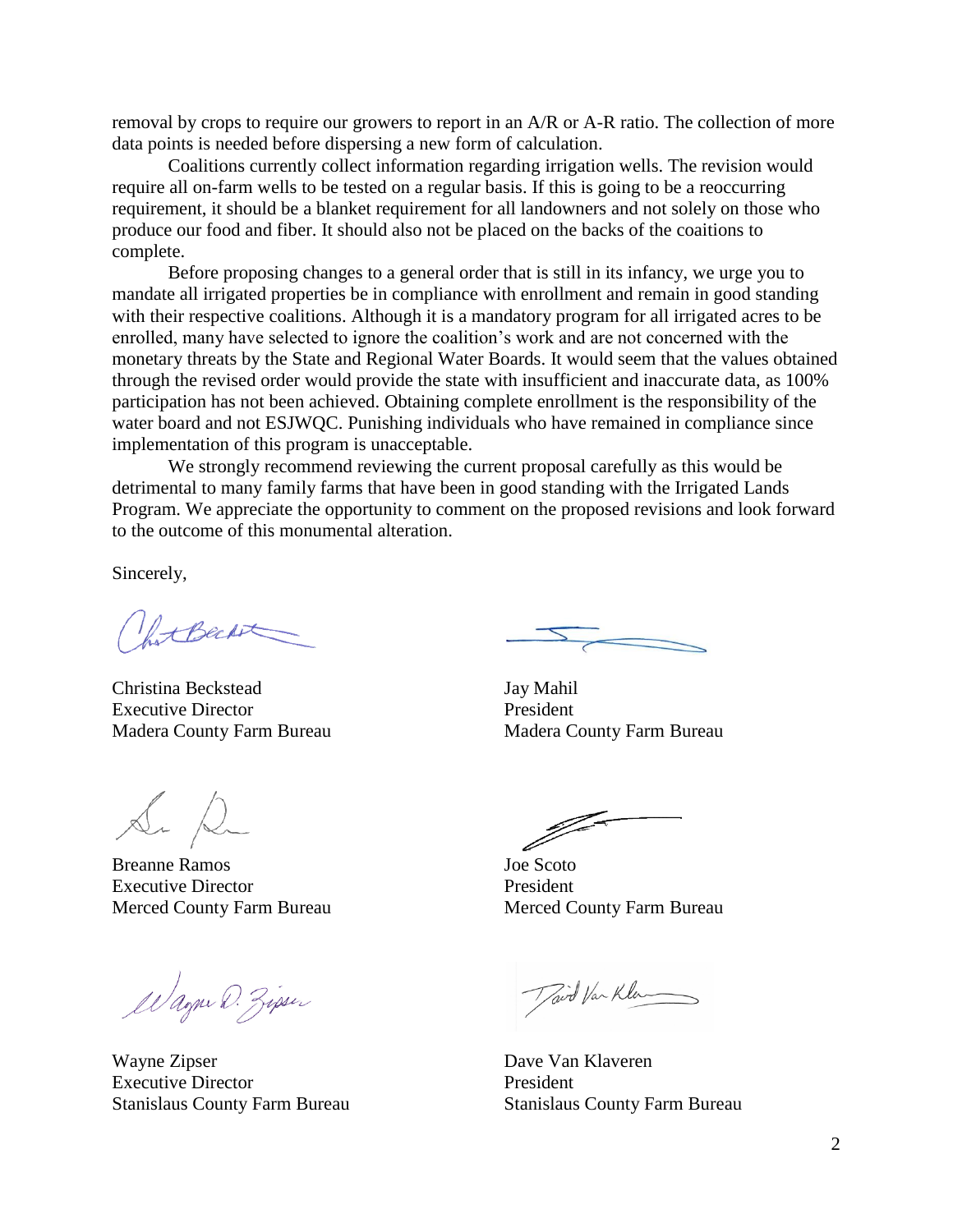removal by crops to require our growers to report in an A/R or A-R ratio. The collection of more data points is needed before dispersing a new form of calculation.

Coalitions currently collect information regarding irrigation wells. The revision would require all on-farm wells to be tested on a regular basis. If this is going to be a reoccurring requirement, it should be a blanket requirement for all landowners and not solely on those who produce our food and fiber. It should also not be placed on the backs of the coaitions to complete.

Before proposing changes to a general order that is still in its infancy, we urge you to mandate all irrigated properties be in compliance with enrollment and remain in good standing with their respective coalitions. Although it is a mandatory program for all irrigated acres to be enrolled, many have selected to ignore the coalition's work and are not concerned with the monetary threats by the State and Regional Water Boards. It would seem that the values obtained through the revised order would provide the state with insufficient and inaccurate data, as 100% participation has not been achieved. Obtaining complete enrollment is the responsibility of the water board and not ESJWQC. Punishing individuals who have remained in compliance since implementation of this program is unacceptable.

We strongly recommend reviewing the current proposal carefully as this would be detrimental to many family farms that have been in good standing with the Irrigated Lands Program. We appreciate the opportunity to comment on the proposed revisions and look forward to the outcome of this monumental alteration.

Sincerely,

Christina Beckstead
Executive Director
Madera County Farm Bureau

Jay Mahil
President
Madera County Farm Bureau

Breanne Ramos
Executive Director
Merced County Farm Bureau

Joe Scoto
President
Merced County Farm Bureau

Wayne Zipser
Executive Director
Stanislaus County Farm Bureau

Dave Van Klaveren
President
Stanislaus County Farm Bureau